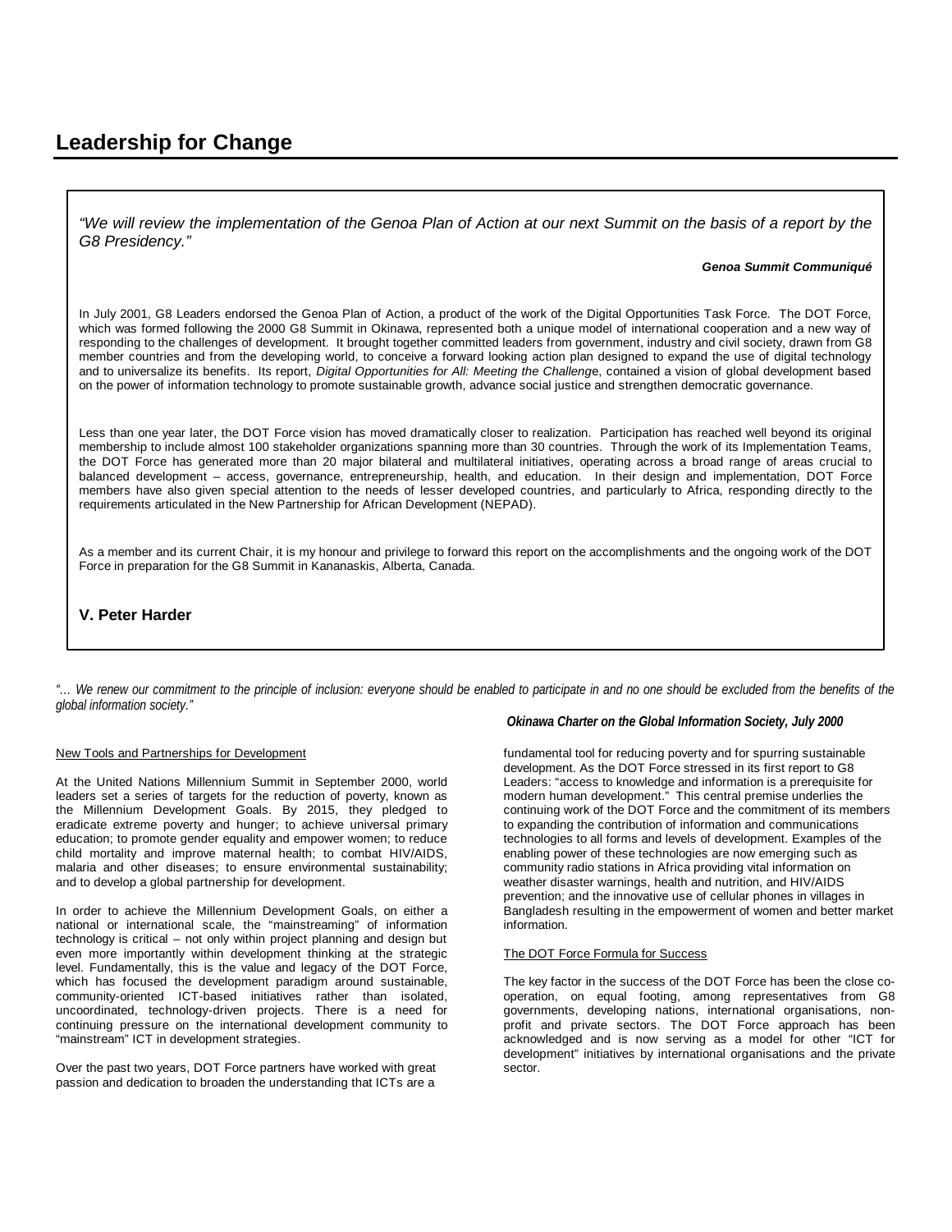# Leadership for Change

*"We will review the implementation of the Genoa Plan of Action at our next Summit on the basis of a report by the G8 Presidency."*

***Genoa Summit Communiqué***

In July 2001, G8 Leaders endorsed the Genoa Plan of Action, a product of the work of the Digital Opportunities Task Force. The DOT Force, which was formed following the 2000 G8 Summit in Okinawa, represented both a unique model of international cooperation and a new way of responding to the challenges of development. It brought together committed leaders from government, industry and civil society, drawn from G8 member countries and from the developing world, to conceive a forward looking action plan designed to expand the use of digital technology and to universalize its benefits. Its report, *Digital Opportunities for All: Meeting the Challenge*, contained a vision of global development based on the power of information technology to promote sustainable growth, advance social justice and strengthen democratic governance.

Less than one year later, the DOT Force vision has moved dramatically closer to realization. Participation has reached well beyond its original membership to include almost 100 stakeholder organizations spanning more than 30 countries. Through the work of its Implementation Teams, the DOT Force has generated more than 20 major bilateral and multilateral initiatives, operating across a broad range of areas crucial to balanced development – access, governance, entrepreneurship, health, and education. In their design and implementation, DOT Force members have also given special attention to the needs of lesser developed countries, and particularly to Africa, responding directly to the requirements articulated in the New Partnership for African Development (NEPAD).

As a member and its current Chair, it is my honour and privilege to forward this report on the accomplishments and the ongoing work of the DOT Force in preparation for the G8 Summit in Kananaskis, Alberta, Canada.

**V. Peter Harder**

*"… We renew our commitment to the principle of inclusion: everyone should be enabled to participate in and no one should be excluded from the benefits of the global information society."*

***Okinawa Charter on the Global Information Society, July 2000***

## New Tools and Partnerships for Development

At the United Nations Millennium Summit in September 2000, world leaders set a series of targets for the reduction of poverty, known as the Millennium Development Goals. By 2015, they pledged to eradicate extreme poverty and hunger; to achieve universal primary education; to promote gender equality and empower women; to reduce child mortality and improve maternal health; to combat HIV/AIDS, malaria and other diseases; to ensure environmental sustainability; and to develop a global partnership for development.

In order to achieve the Millennium Development Goals, on either a national or international scale, the "mainstreaming" of information technology is critical – not only within project planning and design but even more importantly within development thinking at the strategic level. Fundamentally, this is the value and legacy of the DOT Force, which has focused the development paradigm around sustainable, community-oriented ICT-based initiatives rather than isolated, uncoordinated, technology-driven projects. There is a need for continuing pressure on the international development community to "mainstream" ICT in development strategies.

Over the past two years, DOT Force partners have worked with great passion and dedication to broaden the understanding that ICTs are a fundamental tool for reducing poverty and for spurring sustainable development. As the DOT Force stressed in its first report to G8 Leaders: "access to knowledge and information is a prerequisite for modern human development." This central premise underlies the continuing work of the DOT Force and the commitment of its members to expanding the contribution of information and communications technologies to all forms and levels of development. Examples of the enabling power of these technologies are now emerging such as community radio stations in Africa providing vital information on weather disaster warnings, health and nutrition, and HIV/AIDS prevention; and the innovative use of cellular phones in villages in Bangladesh resulting in the empowerment of women and better market information.

## The DOT Force Formula for Success

The key factor in the success of the DOT Force has been the close co-operation, on equal footing, among representatives from G8 governments, developing nations, international organisations, non-profit and private sectors. The DOT Force approach has been acknowledged and is now serving as a model for other "ICT for development" initiatives by international organisations and the private sector.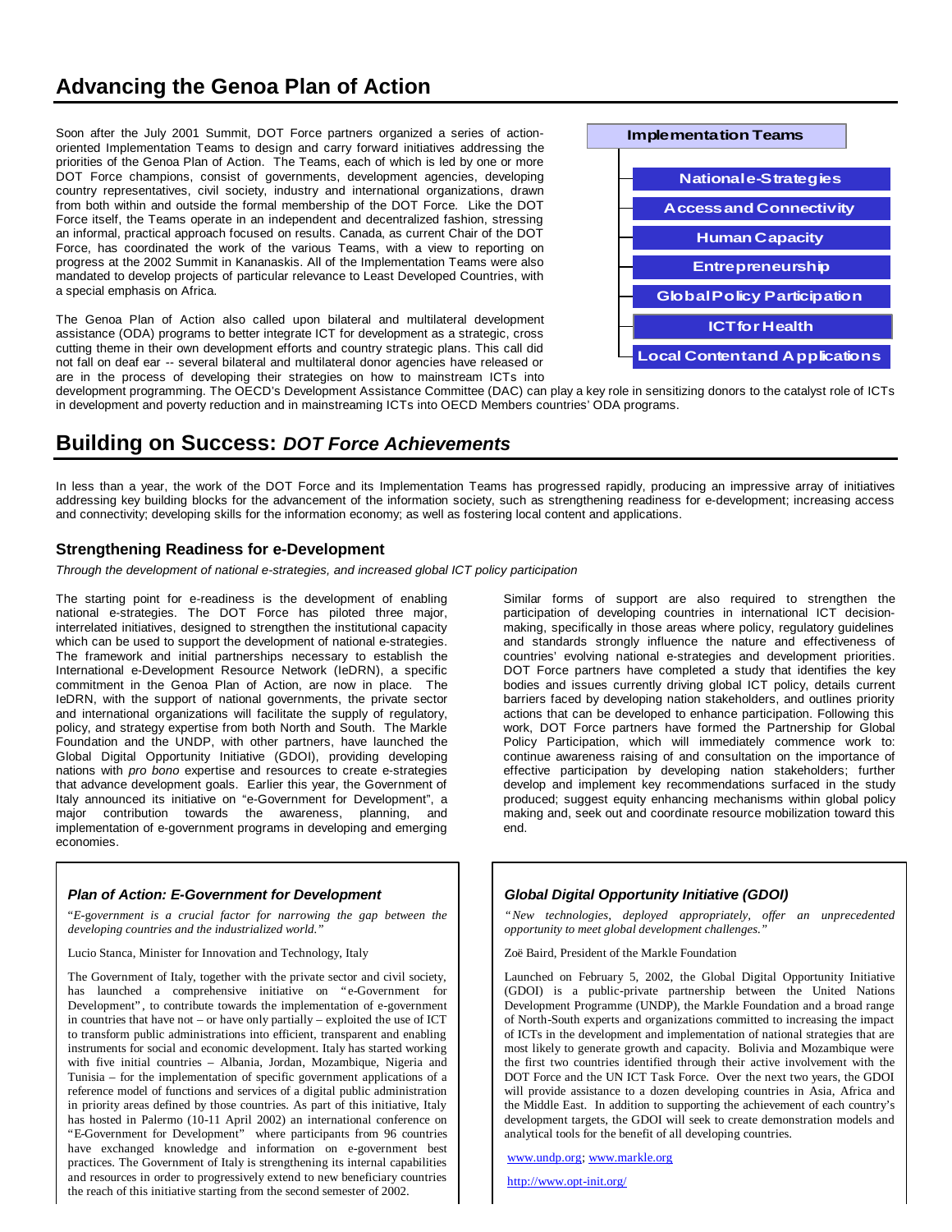# Advancing the Genoa Plan of Action

Soon after the July 2001 Summit, DOT Force partners organized a series of action-oriented Implementation Teams to design and carry forward initiatives addressing the priorities of the Genoa Plan of Action. The Teams, each of which is led by one or more DOT Force champions, consist of governments, development agencies, developing country representatives, civil society, industry and international organizations, drawn from both within and outside the formal membership of the DOT Force. Like the DOT Force itself, the Teams operate in an independent and decentralized fashion, stressing an informal, practical approach focused on results. Canada, as current Chair of the DOT Force, has coordinated the work of the various Teams, with a view to reporting on progress at the 2002 Summit in Kananaskis. All of the Implementation Teams were also mandated to develop projects of particular relevance to Least Developed Countries, with a special emphasis on Africa.

**Implementation Teams**

- National e-Strategies
- Access and Connectivity
- Human Capacity
- Entrepreneurship
- Global Policy Participation
- ICT for Health
- Local Content and Applications

The Genoa Plan of Action also called upon bilateral and multilateral development assistance (ODA) programs to better integrate ICT for development as a strategic, cross cutting theme in their own development efforts and country strategic plans. This call did not fall on deaf ear -- several bilateral and multilateral donor agencies have released or are in the process of developing their strategies on how to mainstream ICTs into development programming. The OECD's Development Assistance Committee (DAC) can play a key role in sensitizing donors to the catalyst role of ICTs in development and poverty reduction and in mainstreaming ICTs into OECD Members countries' ODA programs.

# Building on Success: *DOT Force Achievements*

In less than a year, the work of the DOT Force and its Implementation Teams has progressed rapidly, producing an impressive array of initiatives addressing key building blocks for the advancement of the information society, such as strengthening readiness for e-development; increasing access and connectivity; developing skills for the information economy; as well as fostering local content and applications.

### Strengthening Readiness for e-Development

*Through the development of national e-strategies, and increased global ICT policy participation*

The starting point for e-readiness is the development of enabling national e-strategies. The DOT Force has piloted three major, interrelated initiatives, designed to strengthen the institutional capacity which can be used to support the development of national e-strategies. The framework and initial partnerships necessary to establish the International e-Development Resource Network (IeDRN), a specific commitment in the Genoa Plan of Action, are now in place. The IeDRN, with the support of national governments, the private sector and international organizations will facilitate the supply of regulatory, policy, and strategy expertise from both North and South. The Markle Foundation and the UNDP, with other partners, have launched the Global Digital Opportunity Initiative (GDOI), providing developing nations with *pro bono* expertise and resources to create e-strategies that advance development goals. Earlier this year, the Government of Italy announced its initiative on "e-Government for Development", a major contribution towards the awareness, planning, and implementation of e-government programs in developing and emerging economies.

Similar forms of support are also required to strengthen the participation of developing countries in international ICT decision-making, specifically in those areas where policy, regulatory guidelines and standards strongly influence the nature and effectiveness of countries' evolving national e-strategies and development priorities. DOT Force partners have completed a study that identifies the key bodies and issues currently driving global ICT policy, details current barriers faced by developing nation stakeholders, and outlines priority actions that can be developed to enhance participation. Following this work, DOT Force partners have formed the Partnership for Global Policy Participation, which will immediately commence work to: continue awareness raising of and consultation on the importance of effective participation by developing nation stakeholders; further develop and implement key recommendations surfaced in the study produced; suggest equity enhancing mechanisms within global policy making and, seek out and coordinate resource mobilization toward this end.

#### *Plan of Action: E-Government for Development*

"*E-government is a crucial factor for narrowing the gap between the developing countries and the industrialized world.*"

Lucio Stanca, Minister for Innovation and Technology, Italy

The Government of Italy, together with the private sector and civil society, has launched a comprehensive initiative on "e-Government for Development", to contribute towards the implementation of e-government in countries that have not – or have only partially – exploited the use of ICT to transform public administrations into efficient, transparent and enabling instruments for social and economic development. Italy has started working with five initial countries – Albania, Jordan, Mozambique, Nigeria and Tunisia – for the implementation of specific government applications of a reference model of functions and services of a digital public administration in priority areas defined by those countries. As part of this initiative, Italy has hosted in Palermo (10-11 April 2002) an international conference on "E-Government for Development" where participants from 96 countries have exchanged knowledge and information on e-government best practices. The Government of Italy is strengthening its internal capabilities and resources in order to progressively extend to new beneficiary countries the reach of this initiative starting from the second semester of 2002.

#### *Global Digital Opportunity Initiative (GDOI)*

*"New technologies, deployed appropriately, offer an unprecedented opportunity to meet global development challenges."*

Zoë Baird, President of the Markle Foundation

Launched on February 5, 2002, the Global Digital Opportunity Initiative (GDOI) is a public-private partnership between the United Nations Development Programme (UNDP), the Markle Foundation and a broad range of North-South experts and organizations committed to increasing the impact of ICTs in the development and implementation of national strategies that are most likely to generate growth and capacity. Bolivia and Mozambique were the first two countries identified through their active involvement with the DOT Force and the UN ICT Task Force. Over the next two years, the GDOI will provide assistance to a dozen developing countries in Asia, Africa and the Middle East. In addition to supporting the achievement of each country's development targets, the GDOI will seek to create demonstration models and analytical tools for the benefit of all developing countries.

www.undp.org; www.markle.org

http://www.opt-init.org/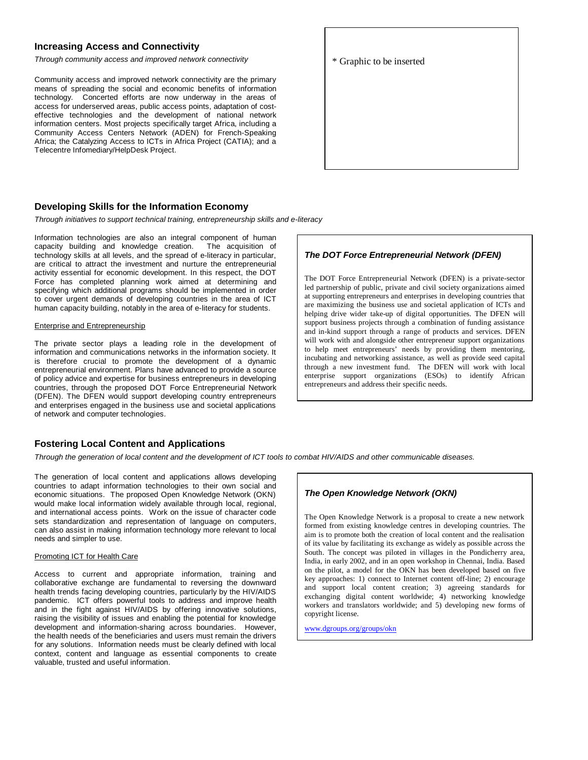## Increasing Access and Connectivity

*Through community access and improved network connectivity*

Community access and improved network connectivity are the primary means of spreading the social and economic benefits of information technology. Concerted efforts are now underway in the areas of access for underserved areas, public access points, adaptation of cost-effective technologies and the development of national network information centers. Most projects specifically target Africa, including a Community Access Centers Network (ADEN) for French-Speaking Africa; the Catalyzing Access to ICTs in Africa Project (CATIA); and a Telecentre Infomediary/HelpDesk Project.

* Graphic to be inserted

## Developing Skills for the Information Economy

*Through initiatives to support technical training, entrepreneurship skills and e-literacy*

Information technologies are also an integral component of human capacity building and knowledge creation. The acquisition of technology skills at all levels, and the spread of e-literacy in particular, are critical to attract the investment and nurture the entrepreneurial activity essential for economic development. In this respect, the DOT Force has completed planning work aimed at determining and specifying which additional programs should be implemented in order to cover urgent demands of developing countries in the area of ICT human capacity building, notably in the area of e-literacy for students.

Enterprise and Entrepreneurship

The private sector plays a leading role in the development of information and communications networks in the information society. It is therefore crucial to promote the development of a dynamic entrepreneurial environment. Plans have advanced to provide a source of policy advice and expertise for business entrepreneurs in developing countries, through the proposed DOT Force Entrepreneurial Network (DFEN). The DFEN would support developing country entrepreneurs and enterprises engaged in the business use and societal applications of network and computer technologies.

### *The DOT Force Entrepreneurial Network (DFEN)*

The DOT Force Entrepreneurial Network (DFEN) is a private-sector led partnership of public, private and civil society organizations aimed at supporting entrepreneurs and enterprises in developing countries that are maximizing the business use and societal application of ICTs and helping drive wider take-up of digital opportunities. The DFEN will support business projects through a combination of funding assistance and in-kind support through a range of products and services. DFEN will work with and alongside other entrepreneur support organizations to help meet entrepreneurs' needs by providing them mentoring, incubating and networking assistance, as well as provide seed capital through a new investment fund. The DFEN will work with local enterprise support organizations (ESOs) to identify African entrepreneurs and address their specific needs.

## Fostering Local Content and Applications

*Through the generation of local content and the development of ICT tools to combat HIV/AIDS and other communicable diseases.*

The generation of local content and applications allows developing countries to adapt information technologies to their own social and economic situations. The proposed Open Knowledge Network (OKN) would make local information widely available through local, regional, and international access points. Work on the issue of character code sets standardization and representation of language on computers, can also assist in making information technology more relevant to local needs and simpler to use.

Promoting ICT for Health Care

Access to current and appropriate information, training and collaborative exchange are fundamental to reversing the downward health trends facing developing countries, particularly by the HIV/AIDS pandemic. ICT offers powerful tools to address and improve health and in the fight against HIV/AIDS by offering innovative solutions, raising the visibility of issues and enabling the potential for knowledge development and information-sharing across boundaries. However, the health needs of the beneficiaries and users must remain the drivers for any solutions. Information needs must be clearly defined with local context, content and language as essential components to create valuable, trusted and useful information.

### *The Open Knowledge Network (OKN)*

The Open Knowledge Network is a proposal to create a new network formed from existing knowledge centres in developing countries. The aim is to promote both the creation of local content and the realisation of its value by facilitating its exchange as widely as possible across the South. The concept was piloted in villages in the Pondicherry area, India, in early 2002, and in an open workshop in Chennai, India. Based on the pilot, a model for the OKN has been developed based on five key approaches: 1) connect to Internet content off-line; 2) encourage and support local content creation; 3) agreeing standards for exchanging digital content worldwide; 4) networking knowledge workers and translators worldwide; and 5) developing new forms of copyright license.

www.dgroups.org/groups/okn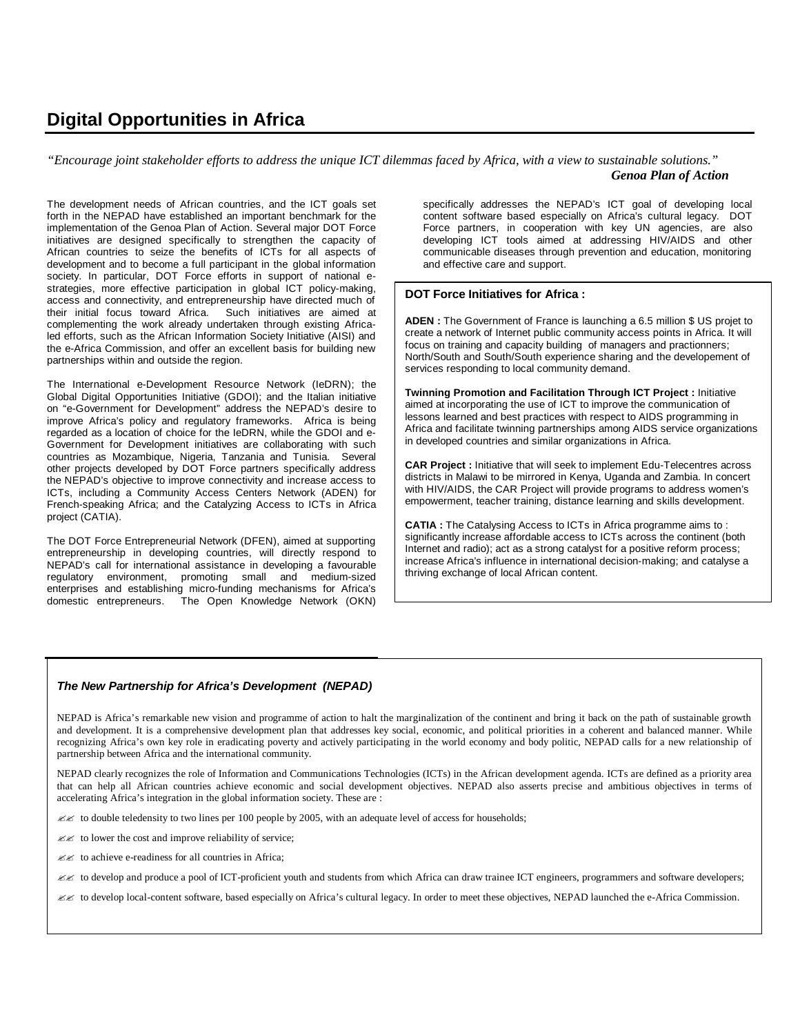# Digital Opportunities in Africa

*"Encourage joint stakeholder efforts to address the unique ICT dilemmas faced by Africa, with a view to sustainable solutions."*

***Genoa Plan of Action***

The development needs of African countries, and the ICT goals set forth in the NEPAD have established an important benchmark for the implementation of the Genoa Plan of Action. Several major DOT Force initiatives are designed specifically to strengthen the capacity of African countries to seize the benefits of ICTs for all aspects of development and to become a full participant in the global information society. In particular, DOT Force efforts in support of national e-strategies, more effective participation in global ICT policy-making, access and connectivity, and entrepreneurship have directed much of their initial focus toward Africa. Such initiatives are aimed at complementing the work already undertaken through existing Africa-led efforts, such as the African Information Society Initiative (AISI) and the e-Africa Commission, and offer an excellent basis for building new partnerships within and outside the region.

The International e-Development Resource Network (IeDRN); the Global Digital Opportunities Initiative (GDOI); and the Italian initiative on "e-Government for Development" address the NEPAD's desire to improve Africa's policy and regulatory frameworks. Africa is being regarded as a location of choice for the IeDRN, while the GDOI and e-Government for Development initiatives are collaborating with such countries as Mozambique, Nigeria, Tanzania and Tunisia. Several other projects developed by DOT Force partners specifically address the NEPAD's objective to improve connectivity and increase access to ICTs, including a Community Access Centers Network (ADEN) for French-speaking Africa; and the Catalyzing Access to ICTs in Africa project (CATIA).

The DOT Force Entrepreneurial Network (DFEN), aimed at supporting entrepreneurship in developing countries, will directly respond to NEPAD's call for international assistance in developing a favourable regulatory environment, promoting small and medium-sized enterprises and establishing micro-funding mechanisms for Africa's domestic entrepreneurs. The Open Knowledge Network (OKN) specifically addresses the NEPAD's ICT goal of developing local content software based especially on Africa's cultural legacy. DOT Force partners, in cooperation with key UN agencies, are also developing ICT tools aimed at addressing HIV/AIDS and other communicable diseases through prevention and education, monitoring and effective care and support.

## DOT Force Initiatives for Africa :

**ADEN :** The Government of France is launching a 6.5 million $ US projet to create a network of Internet public community access points in Africa. It will focus on training and capacity building of managers and practionners; North/South and South/South experience sharing and the developement of services responding to local community demand.

**Twinning Promotion and Facilitation Through ICT Project :** Initiative aimed at incorporating the use of ICT to improve the communication of lessons learned and best practices with respect to AIDS programming in Africa and facilitate twinning partnerships among AIDS service organizations in developed countries and similar organizations in Africa.

**CAR Project :** Initiative that will seek to implement Edu-Telecentres across districts in Malawi to be mirrored in Kenya, Uganda and Zambia. In concert with HIV/AIDS, the CAR Project will provide programs to address women's empowerment, teacher training, distance learning and skills development.

**CATIA :** The Catalysing Access to ICTs in Africa programme aims to : significantly increase affordable access to ICTs across the continent (both Internet and radio); act as a strong catalyst for a positive reform process; increase Africa's influence in international decision-making; and catalyse a thriving exchange of local African content.

### *The New Partnership for Africa's Development (NEPAD)*

NEPAD is Africa's remarkable new vision and programme of action to halt the marginalization of the continent and bring it back on the path of sustainable growth and development. It is a comprehensive development plan that addresses key social, economic, and political priorities in a coherent and balanced manner. While recognizing Africa's own key role in eradicating poverty and actively participating in the world economy and body politic, NEPAD calls for a new relationship of partnership between Africa and the international community.

NEPAD clearly recognizes the role of Information and Communications Technologies (ICTs) in the African development agenda. ICTs are defined as a priority area that can help all African countries achieve economic and social development objectives. NEPAD also asserts precise and ambitious objectives in terms of accelerating Africa's integration in the global information society. These are :

- to double teledensity to two lines per 100 people by 2005, with an adequate level of access for households;
- to lower the cost and improve reliability of service;
- to achieve e-readiness for all countries in Africa;
- to develop and produce a pool of ICT-proficient youth and students from which Africa can draw trainee ICT engineers, programmers and software developers;
- to develop local-content software, based especially on Africa's cultural legacy. In order to meet these objectives, NEPAD launched the e-Africa Commission.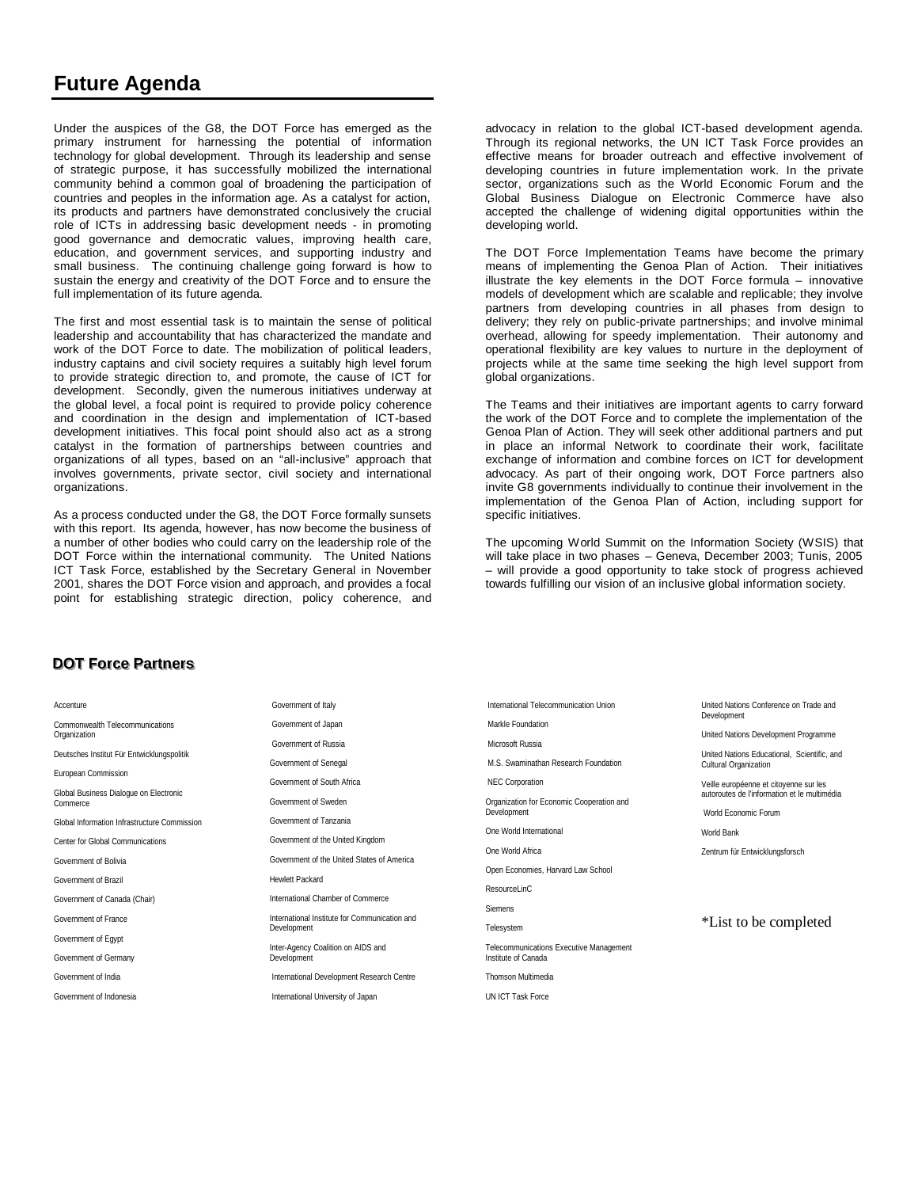# Future Agenda

Under the auspices of the G8, the DOT Force has emerged as the primary instrument for harnessing the potential of information technology for global development. Through its leadership and sense of strategic purpose, it has successfully mobilized the international community behind a common goal of broadening the participation of countries and peoples in the information age. As a catalyst for action, its products and partners have demonstrated conclusively the crucial role of ICTs in addressing basic development needs - in promoting good governance and democratic values, improving health care, education, and government services, and supporting industry and small business. The continuing challenge going forward is how to sustain the energy and creativity of the DOT Force and to ensure the full implementation of its future agenda.

The first and most essential task is to maintain the sense of political leadership and accountability that has characterized the mandate and work of the DOT Force to date. The mobilization of political leaders, industry captains and civil society requires a suitably high level forum to provide strategic direction to, and promote, the cause of ICT for development. Secondly, given the numerous initiatives underway at the global level, a focal point is required to provide policy coherence and coordination in the design and implementation of ICT-based development initiatives. This focal point should also act as a strong catalyst in the formation of partnerships between countries and organizations of all types, based on an "all-inclusive" approach that involves governments, private sector, civil society and international organizations.

As a process conducted under the G8, the DOT Force formally sunsets with this report. Its agenda, however, has now become the business of a number of other bodies who could carry on the leadership role of the DOT Force within the international community. The United Nations ICT Task Force, established by the Secretary General in November 2001, shares the DOT Force vision and approach, and provides a focal point for establishing strategic direction, policy coherence, and advocacy in relation to the global ICT-based development agenda. Through its regional networks, the UN ICT Task Force provides an effective means for broader outreach and effective involvement of developing countries in future implementation work. In the private sector, organizations such as the World Economic Forum and the Global Business Dialogue on Electronic Commerce have also accepted the challenge of widening digital opportunities within the developing world.

The DOT Force Implementation Teams have become the primary means of implementing the Genoa Plan of Action. Their initiatives illustrate the key elements in the DOT Force formula – innovative models of development which are scalable and replicable; they involve partners from developing countries in all phases from design to delivery; they rely on public-private partnerships; and involve minimal overhead, allowing for speedy implementation. Their autonomy and operational flexibility are key values to nurture in the deployment of projects while at the same time seeking the high level support from global organizations.

The Teams and their initiatives are important agents to carry forward the work of the DOT Force and to complete the implementation of the Genoa Plan of Action. They will seek other additional partners and put in place an informal Network to coordinate their work, facilitate exchange of information and combine forces on ICT for development advocacy. As part of their ongoing work, DOT Force partners also invite G8 governments individually to continue their involvement in the implementation of the Genoa Plan of Action, including support for specific initiatives.

The upcoming World Summit on the Information Society (WSIS) that will take place in two phases – Geneva, December 2003; Tunis, 2005 – will provide a good opportunity to take stock of progress achieved towards fulfilling our vision of an inclusive global information society.

## DOT Force Partners

Accenture
Commonwealth Telecommunications Organization
Deutsches Institut Für Entwicklungspolitik
European Commission
Global Business Dialogue on Electronic Commerce
Global Information Infrastructure Commission
Center for Global Communications
Government of Bolivia
Government of Brazil
Government of Canada (Chair)
Government of France
Government of Egypt
Government of Germany
Government of India
Government of Indonesia
Government of Italy
Government of Japan
Government of Russia
Government of Senegal
Government of South Africa
Government of Sweden
Government of Tanzania
Government of the United Kingdom
Government of the United States of America
Hewlett Packard
International Chamber of Commerce
International Institute for Communication and Development
Inter-Agency Coalition on AIDS and Development
International Development Research Centre
International University of Japan
International Telecommunication Union
Markle Foundation
Microsoft Russia
M.S. Swaminathan Research Foundation
NEC Corporation
Organization for Economic Cooperation and Development
One World International
One World Africa
Open Economies, Harvard Law School
ResourceLinC
Siemens
Telesystem
Telecommunications Executive Management Institute of Canada
Thomson Multimedia
UN ICT Task Force
United Nations Conference on Trade and Development
United Nations Development Programme
United Nations Educational, Scientific, and Cultural Organization
Veille européenne et citoyenne sur les autoroutes de l'information et le multimédia
World Economic Forum
World Bank
Zentrum für Entwicklungsforsch

*List to be completed